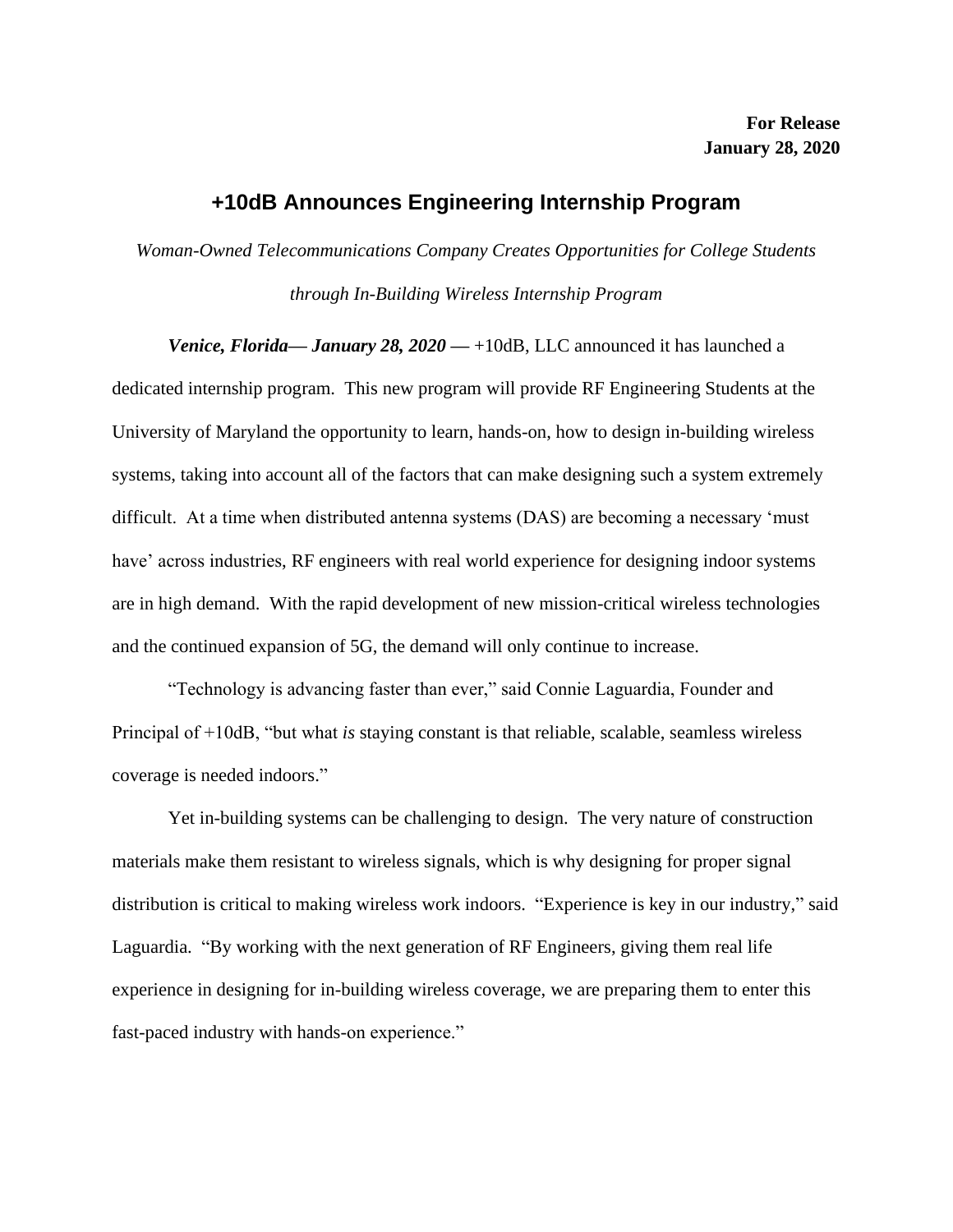**For Release**
**January 28, 2020**

# +10dB Announces Engineering Internship Program

*Woman-Owned Telecommunications Company Creates Opportunities for College Students through In-Building Wireless Internship Program*

***Venice, Florida— January 28, 2020 —*** +10dB, LLC announced it has launched a dedicated internship program. This new program will provide RF Engineering Students at the University of Maryland the opportunity to learn, hands-on, how to design in-building wireless systems, taking into account all of the factors that can make designing such a system extremely difficult. At a time when distributed antenna systems (DAS) are becoming a necessary 'must have' across industries, RF engineers with real world experience for designing indoor systems are in high demand. With the rapid development of new mission-critical wireless technologies and the continued expansion of 5G, the demand will only continue to increase.

"Technology is advancing faster than ever," said Connie Laguardia, Founder and Principal of +10dB, "but what *is* staying constant is that reliable, scalable, seamless wireless coverage is needed indoors."

Yet in-building systems can be challenging to design. The very nature of construction materials make them resistant to wireless signals, which is why designing for proper signal distribution is critical to making wireless work indoors. "Experience is key in our industry," said Laguardia. "By working with the next generation of RF Engineers, giving them real life experience in designing for in-building wireless coverage, we are preparing them to enter this fast-paced industry with hands-on experience."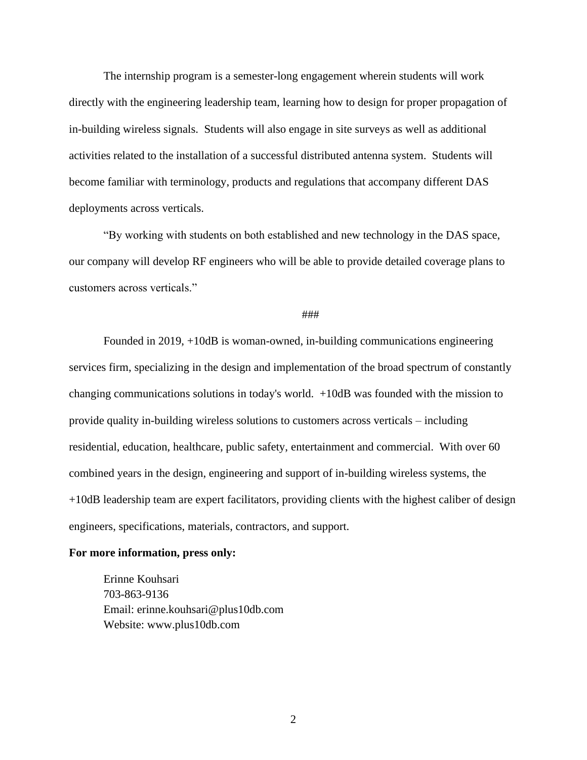The internship program is a semester-long engagement wherein students will work directly with the engineering leadership team, learning how to design for proper propagation of in-building wireless signals. Students will also engage in site surveys as well as additional activities related to the installation of a successful distributed antenna system. Students will become familiar with terminology, products and regulations that accompany different DAS deployments across verticals.

"By working with students on both established and new technology in the DAS space, our company will develop RF engineers who will be able to provide detailed coverage plans to customers across verticals."

###

Founded in 2019, +10dB is woman-owned, in-building communications engineering services firm, specializing in the design and implementation of the broad spectrum of constantly changing communications solutions in today's world. +10dB was founded with the mission to provide quality in-building wireless solutions to customers across verticals – including residential, education, healthcare, public safety, entertainment and commercial. With over 60 combined years in the design, engineering and support of in-building wireless systems, the +10dB leadership team are expert facilitators, providing clients with the highest caliber of design engineers, specifications, materials, contractors, and support.

**For more information, press only:**

Erinne Kouhsari
703-863-9136
Email: erinne.kouhsari@plus10db.com
Website: www.plus10db.com